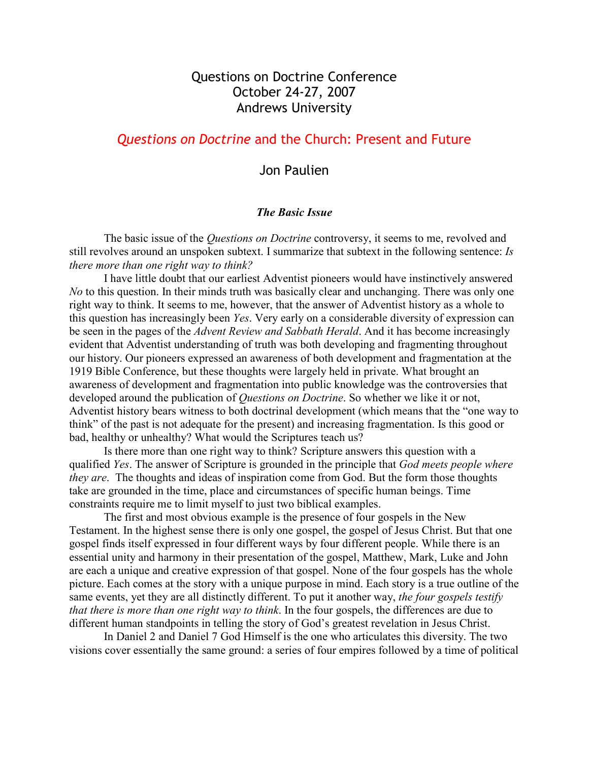# Questions on Doctrine Conference
# October 24-27, 2007
# Andrews University

## *Questions on Doctrine* and the Church: Present and Future

### Jon Paulien

#### ***The Basic Issue***

The basic issue of the *Questions on Doctrine* controversy, it seems to me, revolved and still revolves around an unspoken subtext. I summarize that subtext in the following sentence: *Is there more than one right way to think?*

I have little doubt that our earliest Adventist pioneers would have instinctively answered *No* to this question. In their minds truth was basically clear and unchanging. There was only one right way to think. It seems to me, however, that the answer of Adventist history as a whole to this question has increasingly been *Yes*. Very early on a considerable diversity of expression can be seen in the pages of the *Advent Review and Sabbath Herald*. And it has become increasingly evident that Adventist understanding of truth was both developing and fragmenting throughout our history. Our pioneers expressed an awareness of both development and fragmentation at the 1919 Bible Conference, but these thoughts were largely held in private. What brought an awareness of development and fragmentation into public knowledge was the controversies that developed around the publication of *Questions on Doctrine*. So whether we like it or not, Adventist history bears witness to both doctrinal development (which means that the "one way to think" of the past is not adequate for the present) and increasing fragmentation. Is this good or bad, healthy or unhealthy? What would the Scriptures teach us?

Is there more than one right way to think? Scripture answers this question with a qualified *Yes*. The answer of Scripture is grounded in the principle that *God meets people where they are*. The thoughts and ideas of inspiration come from God. But the form those thoughts take are grounded in the time, place and circumstances of specific human beings. Time constraints require me to limit myself to just two biblical examples.

The first and most obvious example is the presence of four gospels in the New Testament. In the highest sense there is only one gospel, the gospel of Jesus Christ. But that one gospel finds itself expressed in four different ways by four different people. While there is an essential unity and harmony in their presentation of the gospel, Matthew, Mark, Luke and John are each a unique and creative expression of that gospel. None of the four gospels has the whole picture. Each comes at the story with a unique purpose in mind. Each story is a true outline of the same events, yet they are all distinctly different. To put it another way, *the four gospels testify that there is more than one right way to think*. In the four gospels, the differences are due to different human standpoints in telling the story of God's greatest revelation in Jesus Christ.

In Daniel 2 and Daniel 7 God Himself is the one who articulates this diversity. The two visions cover essentially the same ground: a series of four empires followed by a time of political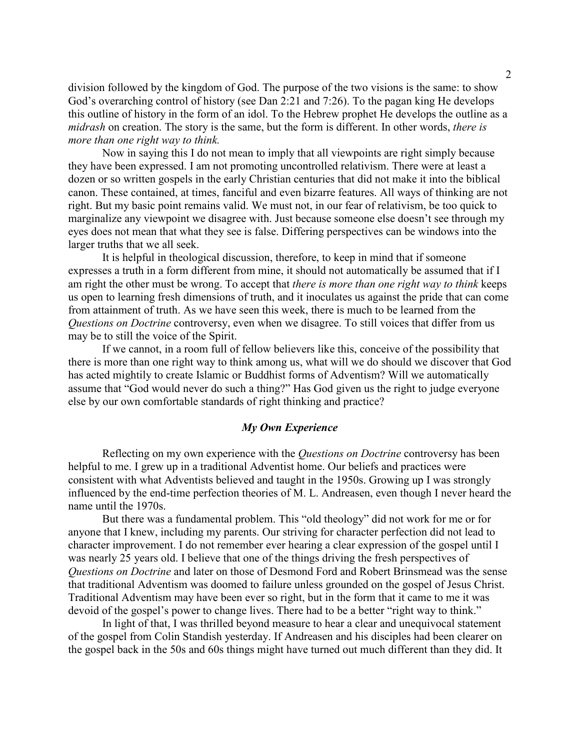division followed by the kingdom of God. The purpose of the two visions is the same: to show God's overarching control of history (see Dan 2:21 and 7:26). To the pagan king He develops this outline of history in the form of an idol. To the Hebrew prophet He develops the outline as a *midrash* on creation. The story is the same, but the form is different. In other words, *there is more than one right way to think.*

Now in saying this I do not mean to imply that all viewpoints are right simply because they have been expressed. I am not promoting uncontrolled relativism. There were at least a dozen or so written gospels in the early Christian centuries that did not make it into the biblical canon. These contained, at times, fanciful and even bizarre features. All ways of thinking are not right. But my basic point remains valid. We must not, in our fear of relativism, be too quick to marginalize any viewpoint we disagree with. Just because someone else doesn't see through my eyes does not mean that what they see is false. Differing perspectives can be windows into the larger truths that we all seek.

It is helpful in theological discussion, therefore, to keep in mind that if someone expresses a truth in a form different from mine, it should not automatically be assumed that if I am right the other must be wrong. To accept that *there is more than one right way to think* keeps us open to learning fresh dimensions of truth, and it inoculates us against the pride that can come from attainment of truth. As we have seen this week, there is much to be learned from the *Questions on Doctrine* controversy, even when we disagree. To still voices that differ from us may be to still the voice of the Spirit.

If we cannot, in a room full of fellow believers like this, conceive of the possibility that there is more than one right way to think among us, what will we do should we discover that God has acted mightily to create Islamic or Buddhist forms of Adventism? Will we automatically assume that "God would never do such a thing?" Has God given us the right to judge everyone else by our own comfortable standards of right thinking and practice?

### *My Own Experience*

Reflecting on my own experience with the *Questions on Doctrine* controversy has been helpful to me. I grew up in a traditional Adventist home. Our beliefs and practices were consistent with what Adventists believed and taught in the 1950s. Growing up I was strongly influenced by the end-time perfection theories of M. L. Andreasen, even though I never heard the name until the 1970s.

But there was a fundamental problem. This "old theology" did not work for me or for anyone that I knew, including my parents. Our striving for character perfection did not lead to character improvement. I do not remember ever hearing a clear expression of the gospel until I was nearly 25 years old. I believe that one of the things driving the fresh perspectives of *Questions on Doctrine* and later on those of Desmond Ford and Robert Brinsmead was the sense that traditional Adventism was doomed to failure unless grounded on the gospel of Jesus Christ. Traditional Adventism may have been ever so right, but in the form that it came to me it was devoid of the gospel's power to change lives. There had to be a better "right way to think."

In light of that, I was thrilled beyond measure to hear a clear and unequivocal statement of the gospel from Colin Standish yesterday. If Andreasen and his disciples had been clearer on the gospel back in the 50s and 60s things might have turned out much different than they did. It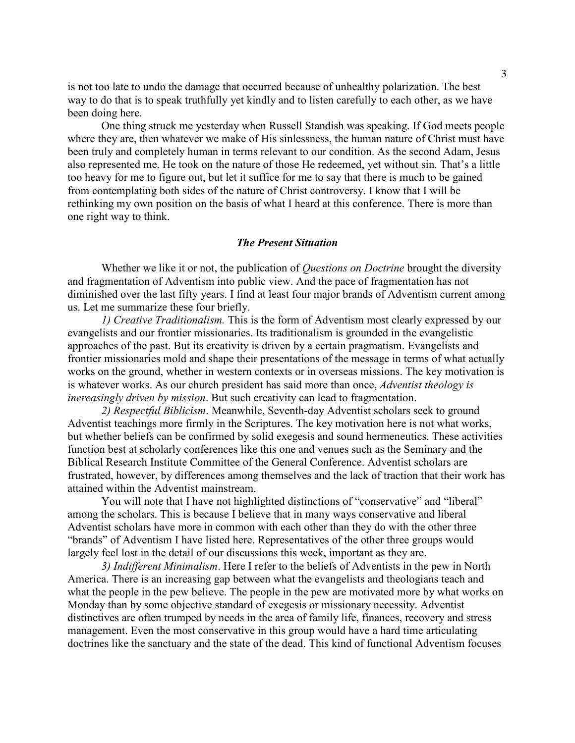is not too late to undo the damage that occurred because of unhealthy polarization. The best way to do that is to speak truthfully yet kindly and to listen carefully to each other, as we have been doing here.

One thing struck me yesterday when Russell Standish was speaking. If God meets people where they are, then whatever we make of His sinlessness, the human nature of Christ must have been truly and completely human in terms relevant to our condition. As the second Adam, Jesus also represented me. He took on the nature of those He redeemed, yet without sin. That's a little too heavy for me to figure out, but let it suffice for me to say that there is much to be gained from contemplating both sides of the nature of Christ controversy. I know that I will be rethinking my own position on the basis of what I heard at this conference. There is more than one right way to think.

### ***The Present Situation***

Whether we like it or not, the publication of *Questions on Doctrine* brought the diversity and fragmentation of Adventism into public view. And the pace of fragmentation has not diminished over the last fifty years. I find at least four major brands of Adventism current among us. Let me summarize these four briefly.

*1) Creative Traditionalism.* This is the form of Adventism most clearly expressed by our evangelists and our frontier missionaries. Its traditionalism is grounded in the evangelistic approaches of the past. But its creativity is driven by a certain pragmatism. Evangelists and frontier missionaries mold and shape their presentations of the message in terms of what actually works on the ground, whether in western contexts or in overseas missions. The key motivation is is whatever works. As our church president has said more than once, *Adventist theology is increasingly driven by mission*. But such creativity can lead to fragmentation.

*2) Respectful Biblicism*. Meanwhile, Seventh-day Adventist scholars seek to ground Adventist teachings more firmly in the Scriptures. The key motivation here is not what works, but whether beliefs can be confirmed by solid exegesis and sound hermeneutics. These activities function best at scholarly conferences like this one and venues such as the Seminary and the Biblical Research Institute Committee of the General Conference. Adventist scholars are frustrated, however, by differences among themselves and the lack of traction that their work has attained within the Adventist mainstream.

You will note that I have not highlighted distinctions of "conservative" and "liberal" among the scholars. This is because I believe that in many ways conservative and liberal Adventist scholars have more in common with each other than they do with the other three "brands" of Adventism I have listed here. Representatives of the other three groups would largely feel lost in the detail of our discussions this week, important as they are.

*3) Indifferent Minimalism*. Here I refer to the beliefs of Adventists in the pew in North America. There is an increasing gap between what the evangelists and theologians teach and what the people in the pew believe. The people in the pew are motivated more by what works on Monday than by some objective standard of exegesis or missionary necessity. Adventist distinctives are often trumped by needs in the area of family life, finances, recovery and stress management. Even the most conservative in this group would have a hard time articulating doctrines like the sanctuary and the state of the dead. This kind of functional Adventism focuses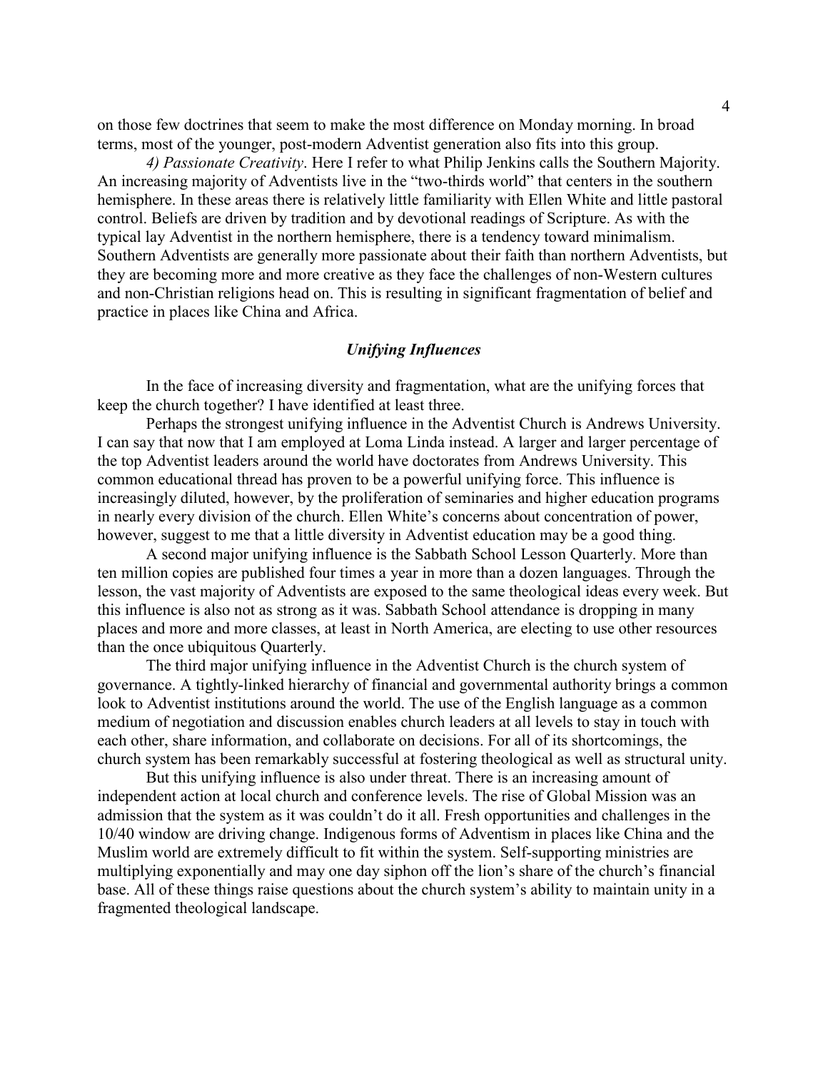on those few doctrines that seem to make the most difference on Monday morning. In broad terms, most of the younger, post-modern Adventist generation also fits into this group.

*4) Passionate Creativity*. Here I refer to what Philip Jenkins calls the Southern Majority. An increasing majority of Adventists live in the "two-thirds world" that centers in the southern hemisphere. In these areas there is relatively little familiarity with Ellen White and little pastoral control. Beliefs are driven by tradition and by devotional readings of Scripture. As with the typical lay Adventist in the northern hemisphere, there is a tendency toward minimalism. Southern Adventists are generally more passionate about their faith than northern Adventists, but they are becoming more and more creative as they face the challenges of non-Western cultures and non-Christian religions head on. This is resulting in significant fragmentation of belief and practice in places like China and Africa.

### *Unifying Influences*

In the face of increasing diversity and fragmentation, what are the unifying forces that keep the church together? I have identified at least three.

Perhaps the strongest unifying influence in the Adventist Church is Andrews University. I can say that now that I am employed at Loma Linda instead. A larger and larger percentage of the top Adventist leaders around the world have doctorates from Andrews University. This common educational thread has proven to be a powerful unifying force. This influence is increasingly diluted, however, by the proliferation of seminaries and higher education programs in nearly every division of the church. Ellen White's concerns about concentration of power, however, suggest to me that a little diversity in Adventist education may be a good thing.

A second major unifying influence is the Sabbath School Lesson Quarterly. More than ten million copies are published four times a year in more than a dozen languages. Through the lesson, the vast majority of Adventists are exposed to the same theological ideas every week. But this influence is also not as strong as it was. Sabbath School attendance is dropping in many places and more and more classes, at least in North America, are electing to use other resources than the once ubiquitous Quarterly.

The third major unifying influence in the Adventist Church is the church system of governance. A tightly-linked hierarchy of financial and governmental authority brings a common look to Adventist institutions around the world. The use of the English language as a common medium of negotiation and discussion enables church leaders at all levels to stay in touch with each other, share information, and collaborate on decisions. For all of its shortcomings, the church system has been remarkably successful at fostering theological as well as structural unity.

But this unifying influence is also under threat. There is an increasing amount of independent action at local church and conference levels. The rise of Global Mission was an admission that the system as it was couldn't do it all. Fresh opportunities and challenges in the 10/40 window are driving change. Indigenous forms of Adventism in places like China and the Muslim world are extremely difficult to fit within the system. Self-supporting ministries are multiplying exponentially and may one day siphon off the lion's share of the church's financial base. All of these things raise questions about the church system's ability to maintain unity in a fragmented theological landscape.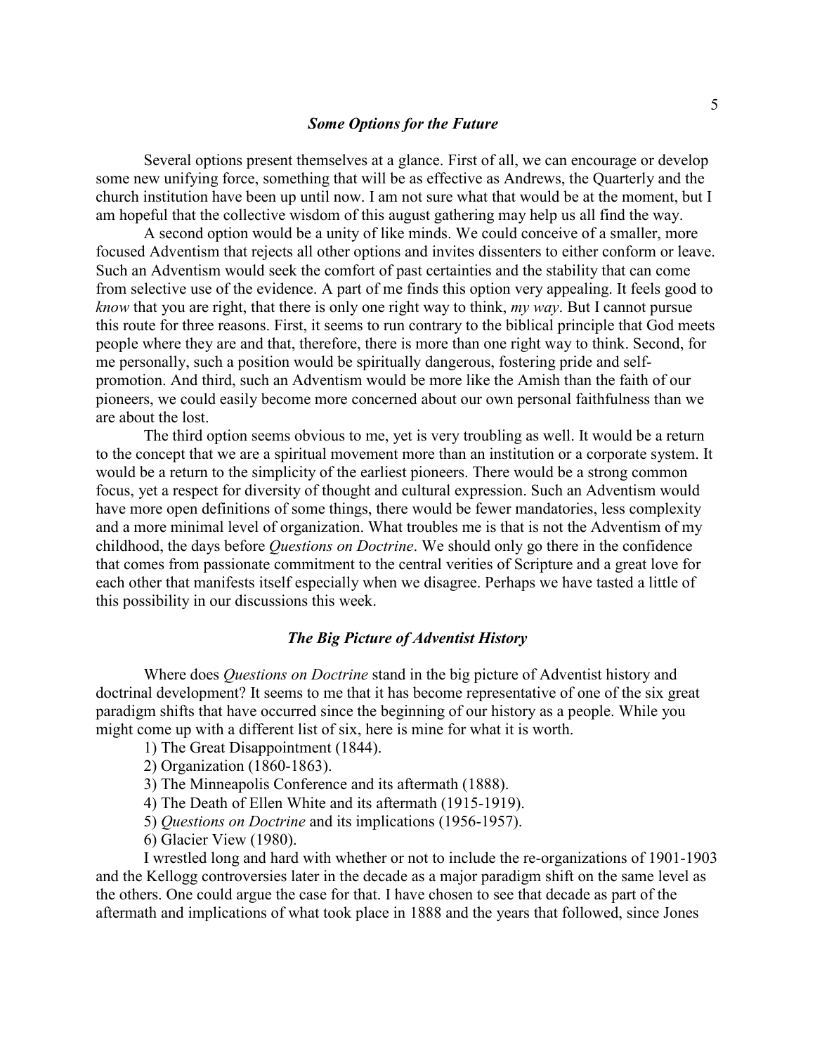### *Some Options for the Future*

Several options present themselves at a glance. First of all, we can encourage or develop some new unifying force, something that will be as effective as Andrews, the Quarterly and the church institution have been up until now. I am not sure what that would be at the moment, but I am hopeful that the collective wisdom of this august gathering may help us all find the way.

A second option would be a unity of like minds. We could conceive of a smaller, more focused Adventism that rejects all other options and invites dissenters to either conform or leave. Such an Adventism would seek the comfort of past certainties and the stability that can come from selective use of the evidence. A part of me finds this option very appealing. It feels good to *know* that you are right, that there is only one right way to think, *my way*. But I cannot pursue this route for three reasons. First, it seems to run contrary to the biblical principle that God meets people where they are and that, therefore, there is more than one right way to think. Second, for me personally, such a position would be spiritually dangerous, fostering pride and self-promotion. And third, such an Adventism would be more like the Amish than the faith of our pioneers, we could easily become more concerned about our own personal faithfulness than we are about the lost.

The third option seems obvious to me, yet is very troubling as well. It would be a return to the concept that we are a spiritual movement more than an institution or a corporate system. It would be a return to the simplicity of the earliest pioneers. There would be a strong common focus, yet a respect for diversity of thought and cultural expression. Such an Adventism would have more open definitions of some things, there would be fewer mandatories, less complexity and a more minimal level of organization. What troubles me is that is not the Adventism of my childhood, the days before *Questions on Doctrine*. We should only go there in the confidence that comes from passionate commitment to the central verities of Scripture and a great love for each other that manifests itself especially when we disagree. Perhaps we have tasted a little of this possibility in our discussions this week.

### *The Big Picture of Adventist History*

Where does *Questions on Doctrine* stand in the big picture of Adventist history and doctrinal development? It seems to me that it has become representative of one of the six great paradigm shifts that have occurred since the beginning of our history as a people. While you might come up with a different list of six, here is mine for what it is worth.

1) The Great Disappointment (1844).
2) Organization (1860-1863).
3) The Minneapolis Conference and its aftermath (1888).
4) The Death of Ellen White and its aftermath (1915-1919).
5) *Questions on Doctrine* and its implications (1956-1957).
6) Glacier View (1980).

I wrestled long and hard with whether or not to include the re-organizations of 1901-1903 and the Kellogg controversies later in the decade as a major paradigm shift on the same level as the others. One could argue the case for that. I have chosen to see that decade as part of the aftermath and implications of what took place in 1888 and the years that followed, since Jones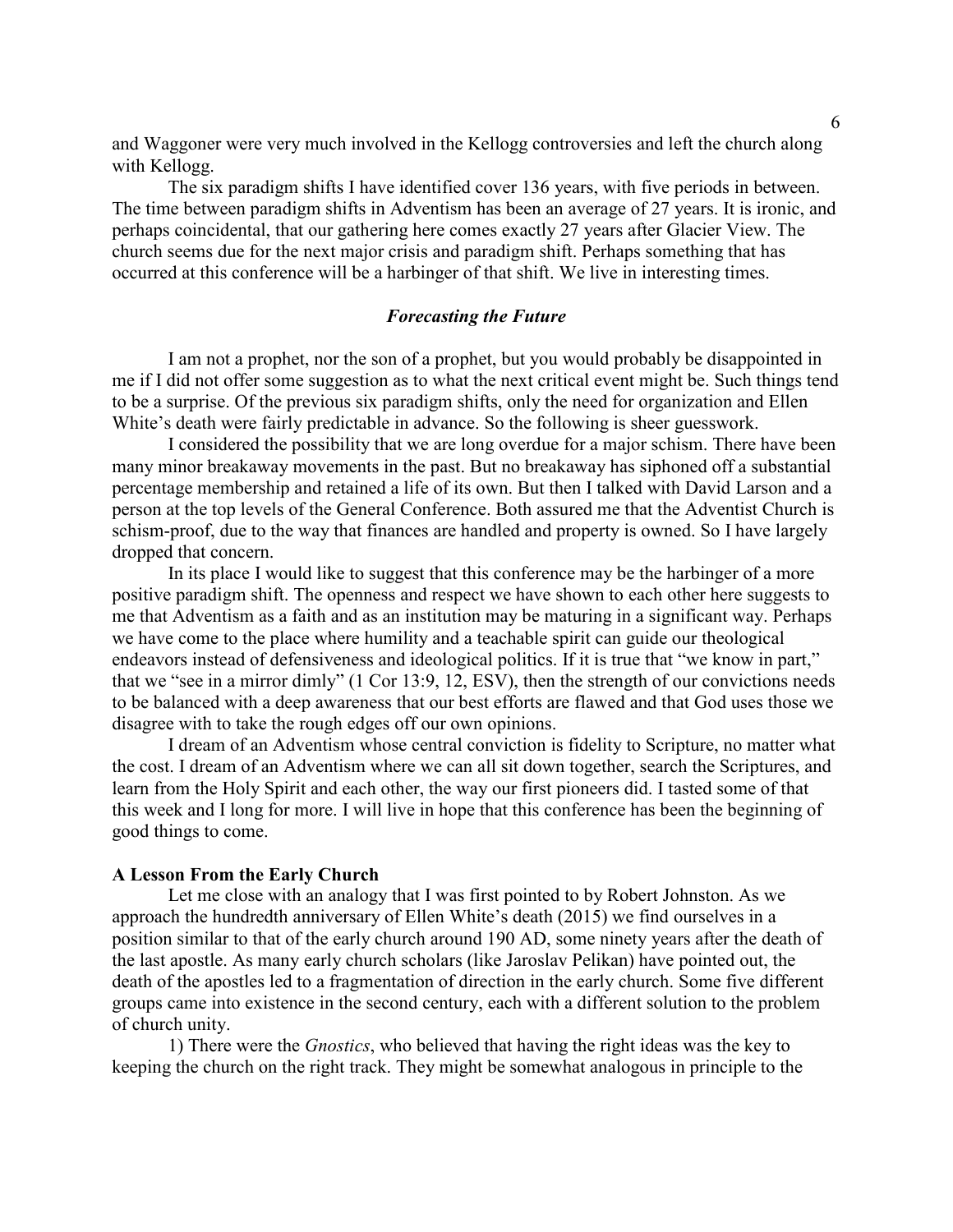and Waggoner were very much involved in the Kellogg controversies and left the church along with Kellogg.

The six paradigm shifts I have identified cover 136 years, with five periods in between. The time between paradigm shifts in Adventism has been an average of 27 years. It is ironic, and perhaps coincidental, that our gathering here comes exactly 27 years after Glacier View. The church seems due for the next major crisis and paradigm shift. Perhaps something that has occurred at this conference will be a harbinger of that shift. We live in interesting times.

### *Forecasting the Future*

I am not a prophet, nor the son of a prophet, but you would probably be disappointed in me if I did not offer some suggestion as to what the next critical event might be. Such things tend to be a surprise. Of the previous six paradigm shifts, only the need for organization and Ellen White's death were fairly predictable in advance. So the following is sheer guesswork.

I considered the possibility that we are long overdue for a major schism. There have been many minor breakaway movements in the past. But no breakaway has siphoned off a substantial percentage membership and retained a life of its own. But then I talked with David Larson and a person at the top levels of the General Conference. Both assured me that the Adventist Church is schism-proof, due to the way that finances are handled and property is owned. So I have largely dropped that concern.

In its place I would like to suggest that this conference may be the harbinger of a more positive paradigm shift. The openness and respect we have shown to each other here suggests to me that Adventism as a faith and as an institution may be maturing in a significant way. Perhaps we have come to the place where humility and a teachable spirit can guide our theological endeavors instead of defensiveness and ideological politics. If it is true that "we know in part," that we "see in a mirror dimly" (1 Cor 13:9, 12, ESV), then the strength of our convictions needs to be balanced with a deep awareness that our best efforts are flawed and that God uses those we disagree with to take the rough edges off our own opinions.

I dream of an Adventism whose central conviction is fidelity to Scripture, no matter what the cost. I dream of an Adventism where we can all sit down together, search the Scriptures, and learn from the Holy Spirit and each other, the way our first pioneers did. I tasted some of that this week and I long for more. I will live in hope that this conference has been the beginning of good things to come.

**A Lesson From the Early Church**

Let me close with an analogy that I was first pointed to by Robert Johnston. As we approach the hundredth anniversary of Ellen White's death (2015) we find ourselves in a position similar to that of the early church around 190 AD, some ninety years after the death of the last apostle. As many early church scholars (like Jaroslav Pelikan) have pointed out, the death of the apostles led to a fragmentation of direction in the early church. Some five different groups came into existence in the second century, each with a different solution to the problem of church unity.

1) There were the *Gnostics*, who believed that having the right ideas was the key to keeping the church on the right track. They might be somewhat analogous in principle to the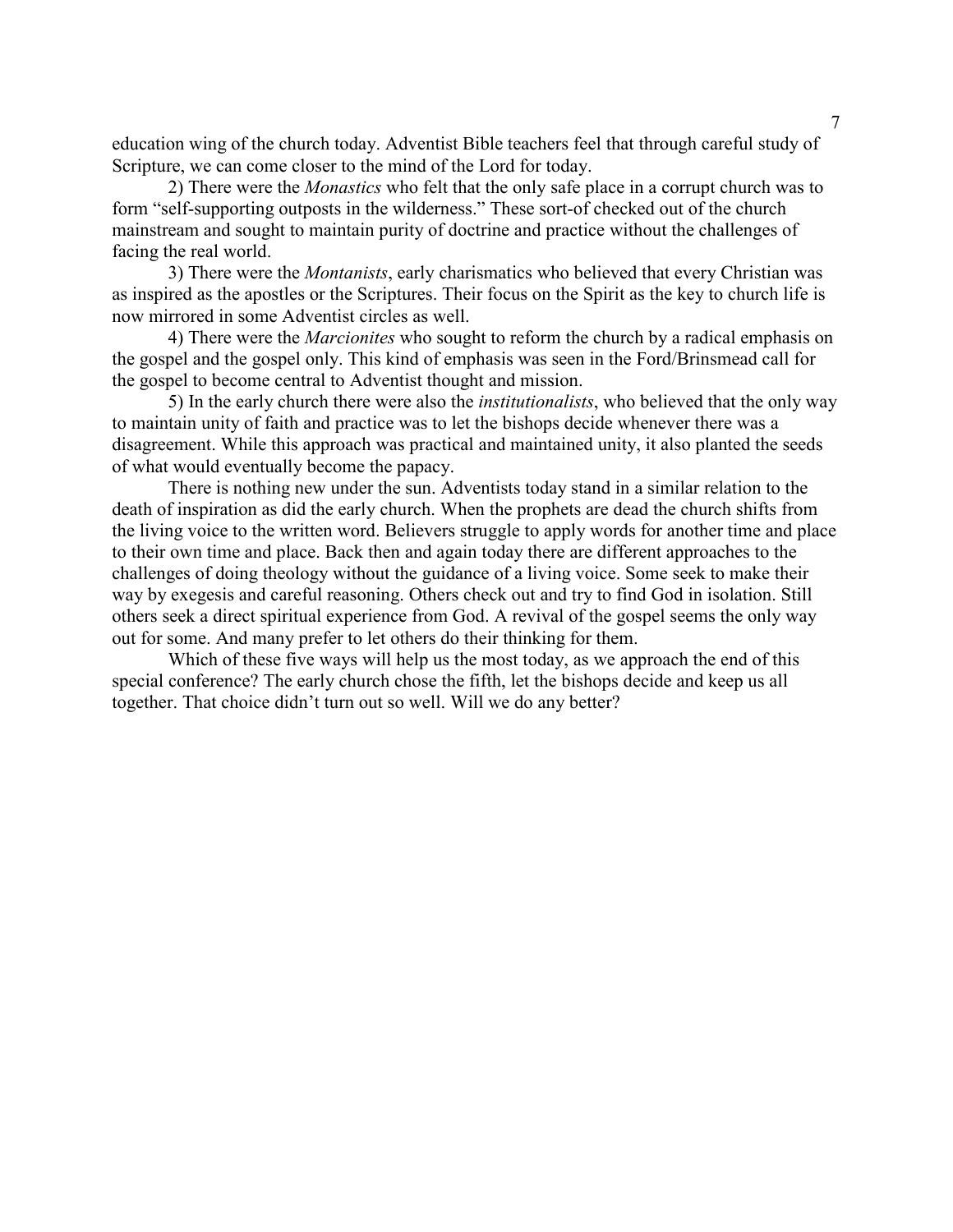education wing of the church today. Adventist Bible teachers feel that through careful study of Scripture, we can come closer to the mind of the Lord for today.

2) There were the *Monastics* who felt that the only safe place in a corrupt church was to form "self-supporting outposts in the wilderness." These sort-of checked out of the church mainstream and sought to maintain purity of doctrine and practice without the challenges of facing the real world.

3) There were the *Montanists*, early charismatics who believed that every Christian was as inspired as the apostles or the Scriptures. Their focus on the Spirit as the key to church life is now mirrored in some Adventist circles as well.

4) There were the *Marcionites* who sought to reform the church by a radical emphasis on the gospel and the gospel only. This kind of emphasis was seen in the Ford/Brinsmead call for the gospel to become central to Adventist thought and mission.

5) In the early church there were also the *institutionalists*, who believed that the only way to maintain unity of faith and practice was to let the bishops decide whenever there was a disagreement. While this approach was practical and maintained unity, it also planted the seeds of what would eventually become the papacy.

There is nothing new under the sun. Adventists today stand in a similar relation to the death of inspiration as did the early church. When the prophets are dead the church shifts from the living voice to the written word. Believers struggle to apply words for another time and place to their own time and place. Back then and again today there are different approaches to the challenges of doing theology without the guidance of a living voice. Some seek to make their way by exegesis and careful reasoning. Others check out and try to find God in isolation. Still others seek a direct spiritual experience from God. A revival of the gospel seems the only way out for some. And many prefer to let others do their thinking for them.

Which of these five ways will help us the most today, as we approach the end of this special conference? The early church chose the fifth, let the bishops decide and keep us all together. That choice didn't turn out so well. Will we do any better?